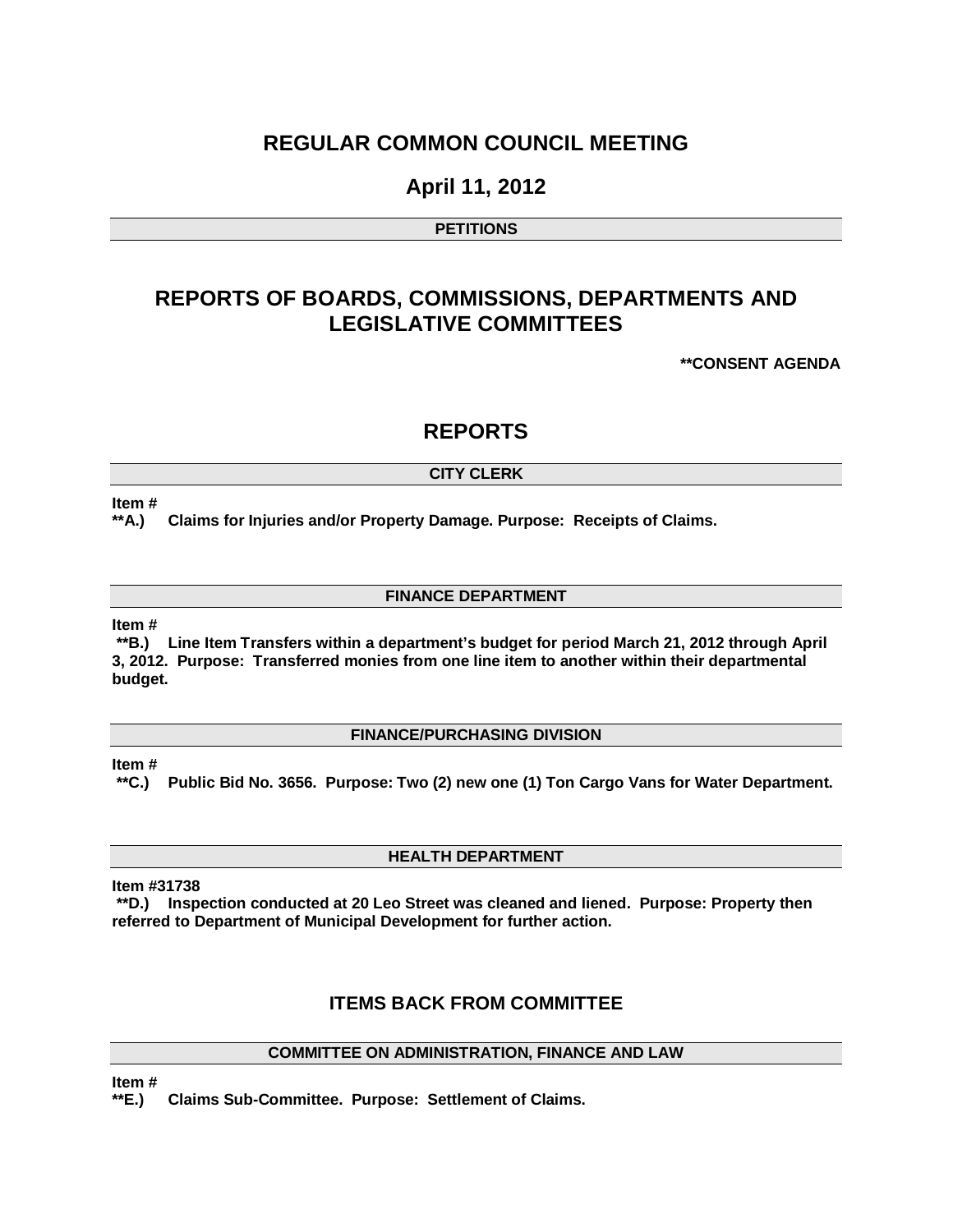# REGULAR COMMON COUNCIL MEETING

## April 11, 2012

**PETITIONS**

# REPORTS OF BOARDS, COMMISSIONS, DEPARTMENTS AND LEGISLATIVE COMMITTEES

**CONSENT AGENDA

# REPORTS

**CITY CLERK**

**Item #**
**A.)** **Claims for Injuries and/or Property Damage. Purpose: Receipts of Claims.**

**FINANCE DEPARTMENT**

**Item #**
**B.)** **Line Item Transfers within a department's budget for period March 21, 2012 through April 3, 2012. Purpose: Transferred monies from one line item to another within their departmental budget.**

**FINANCE/PURCHASING DIVISION**

**Item #**
**C.)** **Public Bid No. 3656. Purpose: Two (2) new one (1) Ton Cargo Vans for Water Department.**

**HEALTH DEPARTMENT**

**Item #31738**
**D.)** **Inspection conducted at 20 Leo Street was cleaned and liened. Purpose: Property then referred to Department of Municipal Development for further action.**

## ITEMS BACK FROM COMMITTEE

**COMMITTEE ON ADMINISTRATION, FINANCE AND LAW**

**Item #**
**E.)** **Claims Sub-Committee. Purpose: Settlement of Claims.**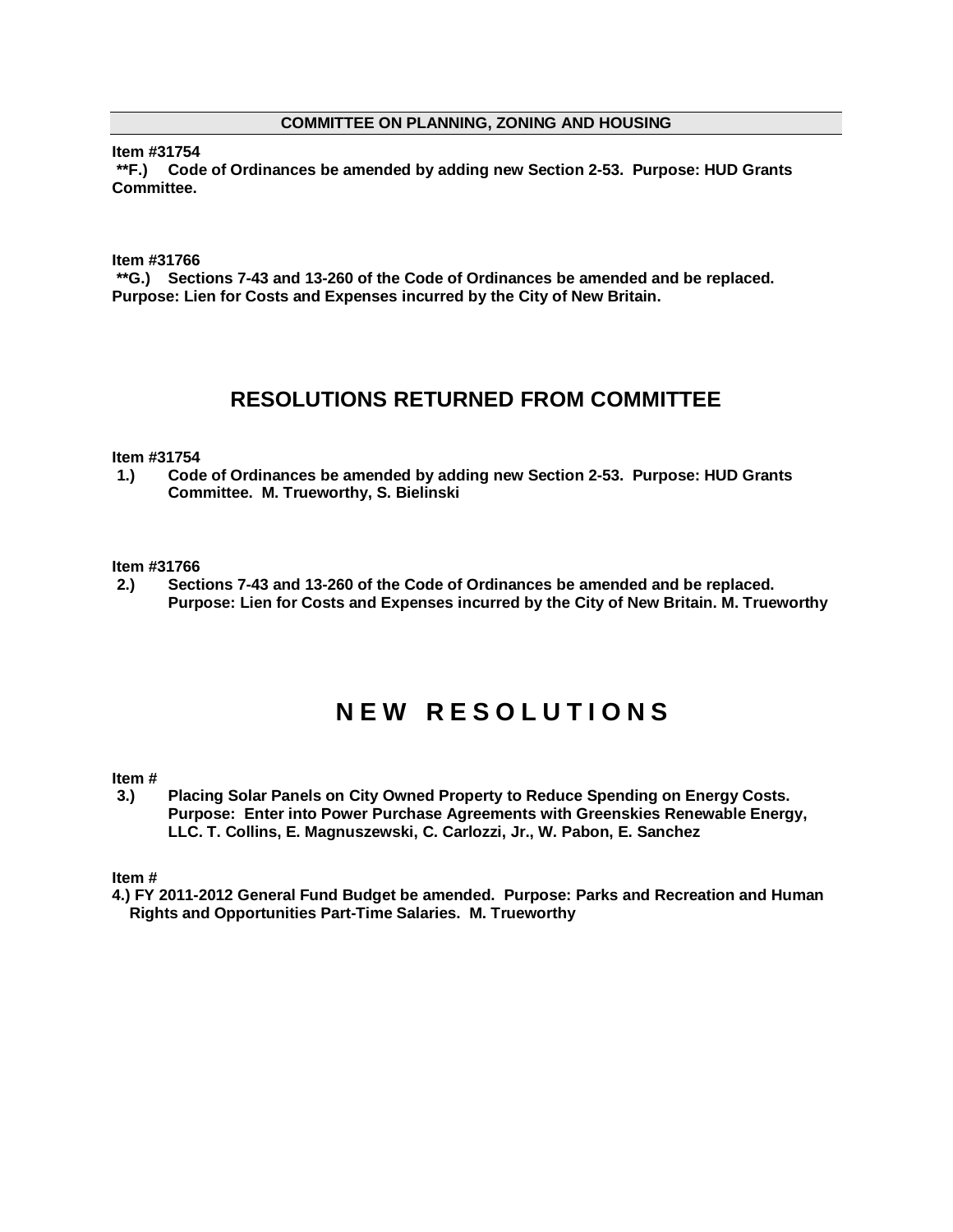**COMMITTEE ON PLANNING, ZONING AND HOUSING**

**Item #31754**
**\*\*F.) Code of Ordinances be amended by adding new Section 2-53. Purpose: HUD Grants Committee.**

**Item #31766**
**\*\*G.) Sections 7-43 and 13-260 of the Code of Ordinances be amended and be replaced. Purpose: Lien for Costs and Expenses incurred by the City of New Britain.**

## RESOLUTIONS RETURNED FROM COMMITTEE

**Item #31754**
**1.) Code of Ordinances be amended by adding new Section 2-53. Purpose: HUD Grants Committee. M. Trueworthy, S. Bielinski**

**Item #31766**
**2.) Sections 7-43 and 13-260 of the Code of Ordinances be amended and be replaced. Purpose: Lien for Costs and Expenses incurred by the City of New Britain. M. Trueworthy**

# N E W R E S O L U T I O N S

**Item #**
**3.) Placing Solar Panels on City Owned Property to Reduce Spending on Energy Costs. Purpose: Enter into Power Purchase Agreements with Greenskies Renewable Energy, LLC. T. Collins, E. Magnuszewski, C. Carlozzi, Jr., W. Pabon, E. Sanchez**

**Item #**
**4.) FY 2011-2012 General Fund Budget be amended. Purpose: Parks and Recreation and Human Rights and Opportunities Part-Time Salaries. M. Trueworthy**